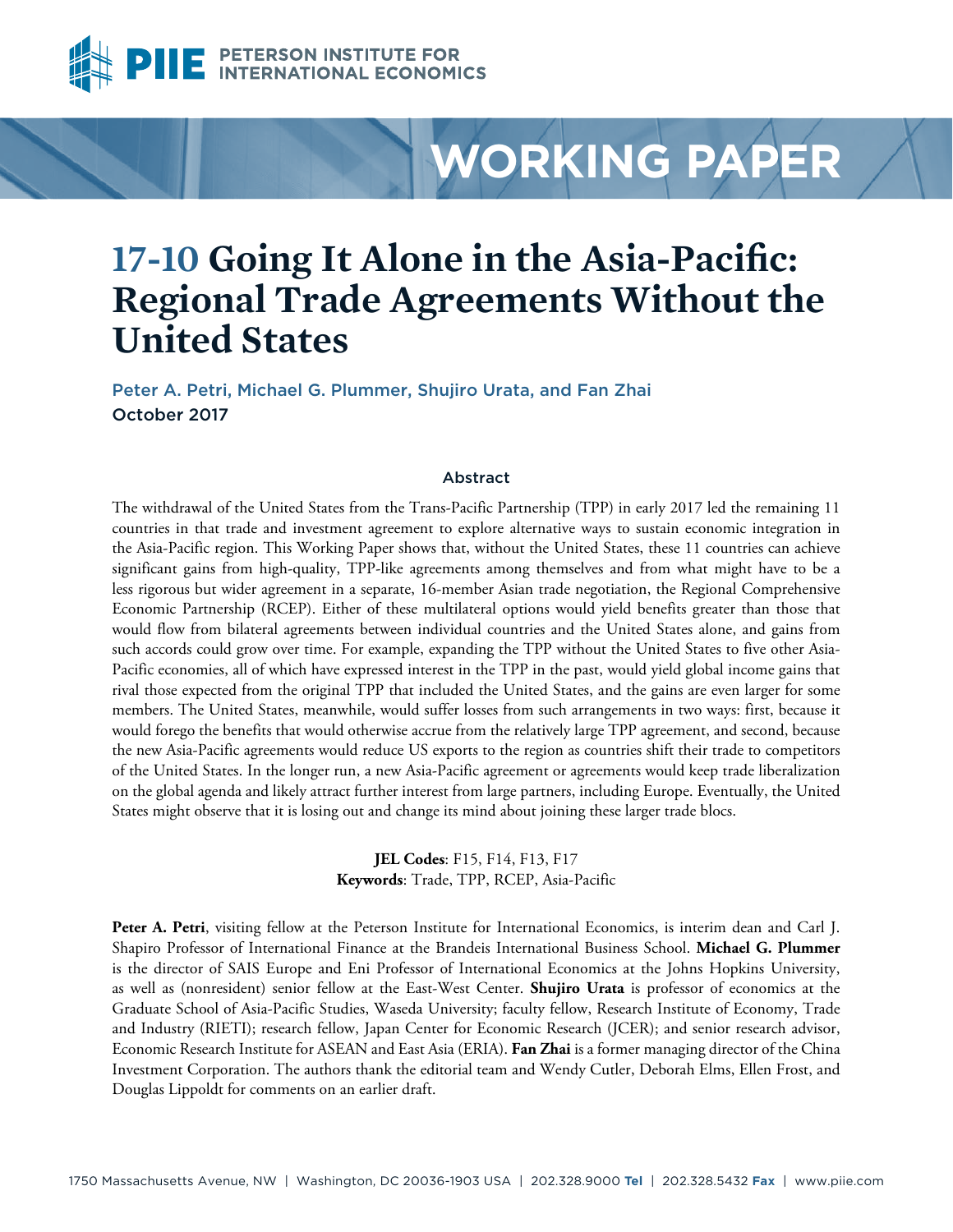PETERSON INSTITUTE FOR INTERNATIONAL ECONOMICS

WORKING PAPER

# 17-10 Going It Alone in the Asia-Pacific: Regional Trade Agreements Without the United States

Peter A. Petri, Michael G. Plummer, Shujiro Urata, and Fan Zhai
October 2017

### Abstract

The withdrawal of the United States from the Trans-Pacific Partnership (TPP) in early 2017 led the remaining 11 countries in that trade and investment agreement to explore alternative ways to sustain economic integration in the Asia-Pacific region. This Working Paper shows that, without the United States, these 11 countries can achieve significant gains from high-quality, TPP-like agreements among themselves and from what might have to be a less rigorous but wider agreement in a separate, 16-member Asian trade negotiation, the Regional Comprehensive Economic Partnership (RCEP). Either of these multilateral options would yield benefits greater than those that would flow from bilateral agreements between individual countries and the United States alone, and gains from such accords could grow over time. For example, expanding the TPP without the United States to five other Asia-Pacific economies, all of which have expressed interest in the TPP in the past, would yield global income gains that rival those expected from the original TPP that included the United States, and the gains are even larger for some members. The United States, meanwhile, would suffer losses from such arrangements in two ways: first, because it would forego the benefits that would otherwise accrue from the relatively large TPP agreement, and second, because the new Asia-Pacific agreements would reduce US exports to the region as countries shift their trade to competitors of the United States. In the longer run, a new Asia-Pacific agreement or agreements would keep trade liberalization on the global agenda and likely attract further interest from large partners, including Europe. Eventually, the United States might observe that it is losing out and change its mind about joining these larger trade blocs.

**JEL Codes**: F15, F14, F13, F17
**Keywords**: Trade, TPP, RCEP, Asia-Pacific

**Peter A. Petri**, visiting fellow at the Peterson Institute for International Economics, is interim dean and Carl J. Shapiro Professor of International Finance at the Brandeis International Business School. **Michael G. Plummer** is the director of SAIS Europe and Eni Professor of International Economics at the Johns Hopkins University, as well as (nonresident) senior fellow at the East-West Center. **Shujiro Urata** is professor of economics at the Graduate School of Asia-Pacific Studies, Waseda University; faculty fellow, Research Institute of Economy, Trade and Industry (RIETI); research fellow, Japan Center for Economic Research (JCER); and senior research advisor, Economic Research Institute for ASEAN and East Asia (ERIA). **Fan Zhai** is a former managing director of the China Investment Corporation. The authors thank the editorial team and Wendy Cutler, Deborah Elms, Ellen Frost, and Douglas Lippoldt for comments on an earlier draft.

1750 Massachusetts Avenue, NW | Washington, DC 20036-1903 USA | 202.328.9000 **Tel** | 202.328.5432 **Fax** | www.piie.com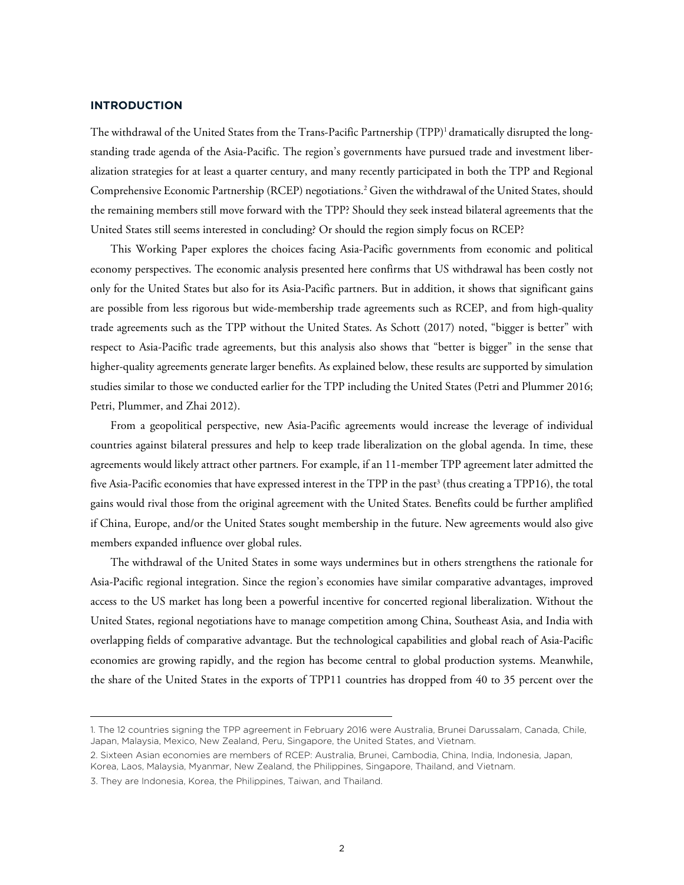## INTRODUCTION

The withdrawal of the United States from the Trans-Pacific Partnership (TPP)[1] dramatically disrupted the long-standing trade agenda of the Asia-Pacific. The region's governments have pursued trade and investment liberalization strategies for at least a quarter century, and many recently participated in both the TPP and Regional Comprehensive Economic Partnership (RCEP) negotiations.[2] Given the withdrawal of the United States, should the remaining members still move forward with the TPP? Should they seek instead bilateral agreements that the United States still seems interested in concluding? Or should the region simply focus on RCEP?

This Working Paper explores the choices facing Asia-Pacific governments from economic and political economy perspectives. The economic analysis presented here confirms that US withdrawal has been costly not only for the United States but also for its Asia-Pacific partners. But in addition, it shows that significant gains are possible from less rigorous but wide-membership trade agreements such as RCEP, and from high-quality trade agreements such as the TPP without the United States. As Schott (2017) noted, "bigger is better" with respect to Asia-Pacific trade agreements, but this analysis also shows that "better is bigger" in the sense that higher-quality agreements generate larger benefits. As explained below, these results are supported by simulation studies similar to those we conducted earlier for the TPP including the United States (Petri and Plummer 2016; Petri, Plummer, and Zhai 2012).

From a geopolitical perspective, new Asia-Pacific agreements would increase the leverage of individual countries against bilateral pressures and help to keep trade liberalization on the global agenda. In time, these agreements would likely attract other partners. For example, if an 11-member TPP agreement later admitted the five Asia-Pacific economies that have expressed interest in the TPP in the past[3] (thus creating a TPP16), the total gains would rival those from the original agreement with the United States. Benefits could be further amplified if China, Europe, and/or the United States sought membership in the future. New agreements would also give members expanded influence over global rules.

The withdrawal of the United States in some ways undermines but in others strengthens the rationale for Asia-Pacific regional integration. Since the region's economies have similar comparative advantages, improved access to the US market has long been a powerful incentive for concerted regional liberalization. Without the United States, regional negotiations have to manage competition among China, Southeast Asia, and India with overlapping fields of comparative advantage. But the technological capabilities and global reach of Asia-Pacific economies are growing rapidly, and the region has become central to global production systems. Meanwhile, the share of the United States in the exports of TPP11 countries has dropped from 40 to 35 percent over the

---

1. The 12 countries signing the TPP agreement in February 2016 were Australia, Brunei Darussalam, Canada, Chile, Japan, Malaysia, Mexico, New Zealand, Peru, Singapore, the United States, and Vietnam.

2. Sixteen Asian economies are members of RCEP: Australia, Brunei, Cambodia, China, India, Indonesia, Japan, Korea, Laos, Malaysia, Myanmar, New Zealand, the Philippines, Singapore, Thailand, and Vietnam.

3. They are Indonesia, Korea, the Philippines, Taiwan, and Thailand.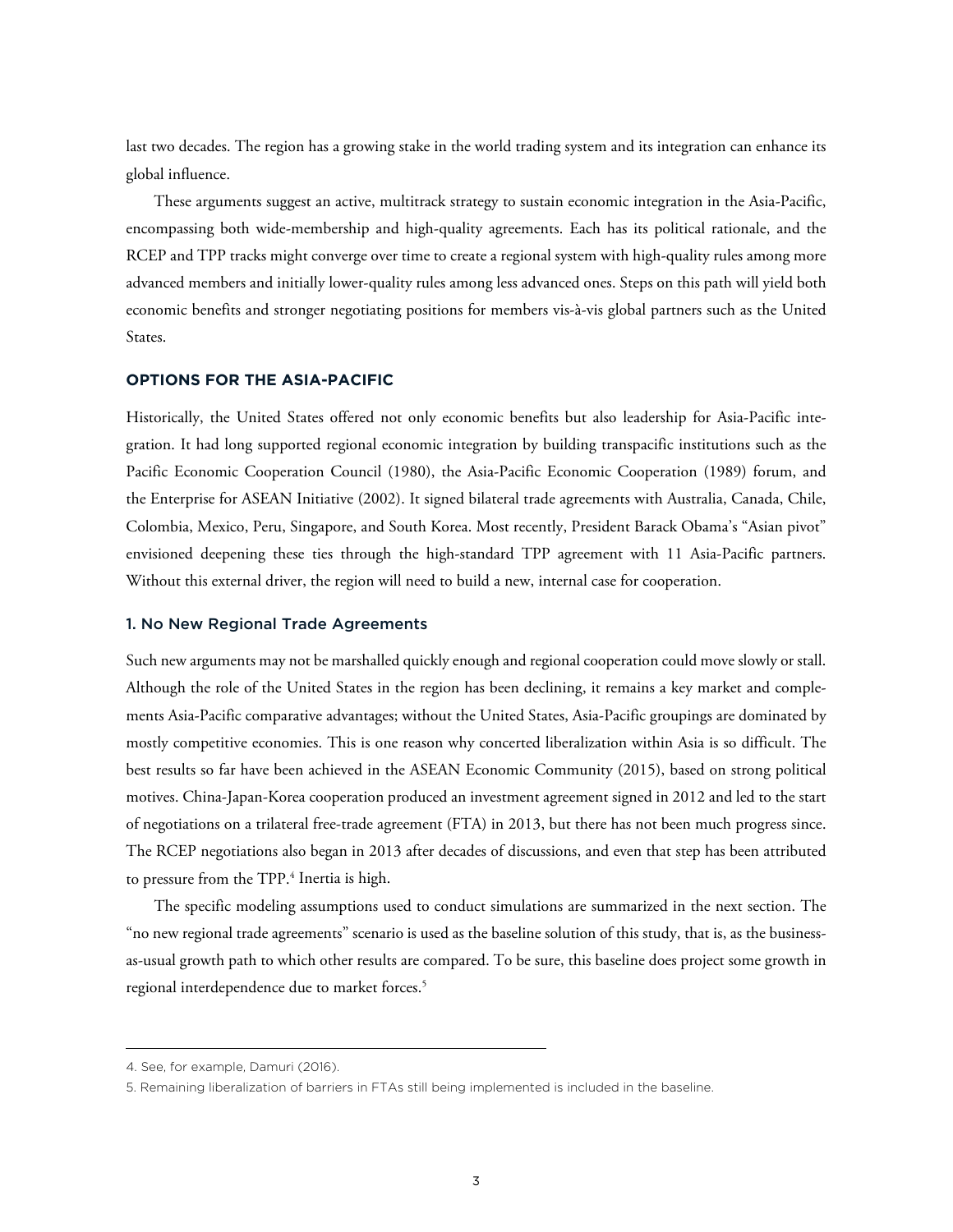last two decades. The region has a growing stake in the world trading system and its integration can enhance its global influence.

These arguments suggest an active, multitrack strategy to sustain economic integration in the Asia-Pacific, encompassing both wide-membership and high-quality agreements. Each has its political rationale, and the RCEP and TPP tracks might converge over time to create a regional system with high-quality rules among more advanced members and initially lower-quality rules among less advanced ones. Steps on this path will yield both economic benefits and stronger negotiating positions for members vis-à-vis global partners such as the United States.

## OPTIONS FOR THE ASIA-PACIFIC

Historically, the United States offered not only economic benefits but also leadership for Asia-Pacific integration. It had long supported regional economic integration by building transpacific institutions such as the Pacific Economic Cooperation Council (1980), the Asia-Pacific Economic Cooperation (1989) forum, and the Enterprise for ASEAN Initiative (2002). It signed bilateral trade agreements with Australia, Canada, Chile, Colombia, Mexico, Peru, Singapore, and South Korea. Most recently, President Barack Obama's "Asian pivot" envisioned deepening these ties through the high-standard TPP agreement with 11 Asia-Pacific partners. Without this external driver, the region will need to build a new, internal case for cooperation.

### 1. No New Regional Trade Agreements

Such new arguments may not be marshalled quickly enough and regional cooperation could move slowly or stall. Although the role of the United States in the region has been declining, it remains a key market and complements Asia-Pacific comparative advantages; without the United States, Asia-Pacific groupings are dominated by mostly competitive economies. This is one reason why concerted liberalization within Asia is so difficult. The best results so far have been achieved in the ASEAN Economic Community (2015), based on strong political motives. China-Japan-Korea cooperation produced an investment agreement signed in 2012 and led to the start of negotiations on a trilateral free-trade agreement (FTA) in 2013, but there has not been much progress since. The RCEP negotiations also began in 2013 after decades of discussions, and even that step has been attributed to pressure from the TPP.[4] Inertia is high.

The specific modeling assumptions used to conduct simulations are summarized in the next section. The "no new regional trade agreements" scenario is used as the baseline solution of this study, that is, as the business-as-usual growth path to which other results are compared. To be sure, this baseline does project some growth in regional interdependence due to market forces.[5]

---

4. See, for example, Damuri (2016).

5. Remaining liberalization of barriers in FTAs still being implemented is included in the baseline.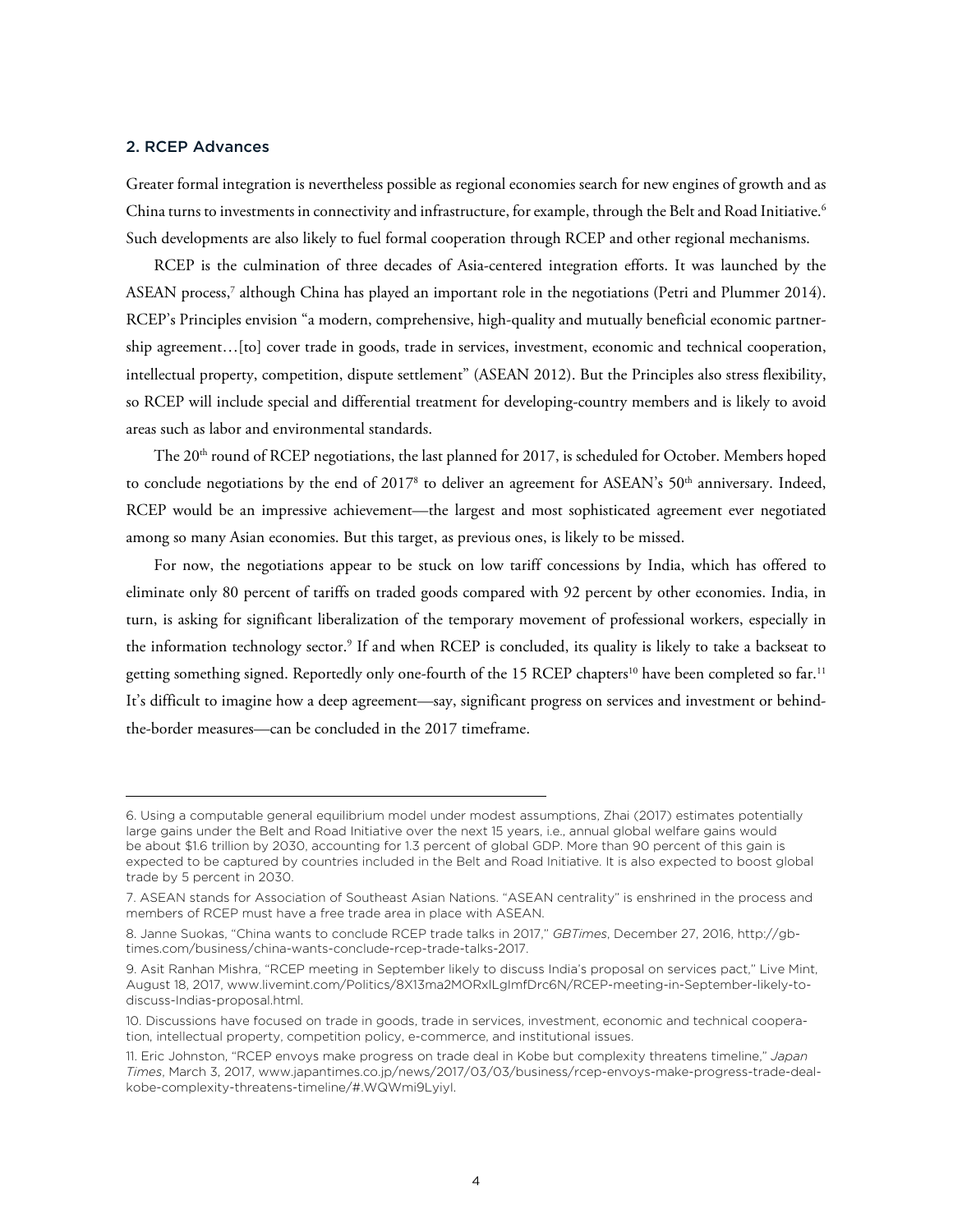## 2. RCEP Advances

Greater formal integration is nevertheless possible as regional economies search for new engines of growth and as China turns to investments in connectivity and infrastructure, for example, through the Belt and Road Initiative.[6] Such developments are also likely to fuel formal cooperation through RCEP and other regional mechanisms.

RCEP is the culmination of three decades of Asia-centered integration efforts. It was launched by the ASEAN process,[7] although China has played an important role in the negotiations (Petri and Plummer 2014). RCEP's Principles envision "a modern, comprehensive, high-quality and mutually beneficial economic partnership agreement…[to] cover trade in goods, trade in services, investment, economic and technical cooperation, intellectual property, competition, dispute settlement" (ASEAN 2012). But the Principles also stress flexibility, so RCEP will include special and differential treatment for developing-country members and is likely to avoid areas such as labor and environmental standards.

The 20th round of RCEP negotiations, the last planned for 2017, is scheduled for October. Members hoped to conclude negotiations by the end of 2017[8] to deliver an agreement for ASEAN's 50th anniversary. Indeed, RCEP would be an impressive achievement—the largest and most sophisticated agreement ever negotiated among so many Asian economies. But this target, as previous ones, is likely to be missed.

For now, the negotiations appear to be stuck on low tariff concessions by India, which has offered to eliminate only 80 percent of tariffs on traded goods compared with 92 percent by other economies. India, in turn, is asking for significant liberalization of the temporary movement of professional workers, especially in the information technology sector.[9] If and when RCEP is concluded, its quality is likely to take a backseat to getting something signed. Reportedly only one-fourth of the 15 RCEP chapters[10] have been completed so far.[11] It's difficult to imagine how a deep agreement—say, significant progress on services and investment or behind-the-border measures—can be concluded in the 2017 timeframe.

---

6. Using a computable general equilibrium model under modest assumptions, Zhai (2017) estimates potentially large gains under the Belt and Road Initiative over the next 15 years, i.e., annual global welfare gains would be about $1.6 trillion by 2030, accounting for 1.3 percent of global GDP. More than 90 percent of this gain is expected to be captured by countries included in the Belt and Road Initiative. It is also expected to boost global trade by 5 percent in 2030.

7. ASEAN stands for Association of Southeast Asian Nations. "ASEAN centrality" is enshrined in the process and members of RCEP must have a free trade area in place with ASEAN.

8. Janne Suokas, "China wants to conclude RCEP trade talks in 2017," *GBTimes*, December 27, 2016, http://gbtimes.com/business/china-wants-conclude-rcep-trade-talks-2017.

9. Asit Ranhan Mishra, "RCEP meeting in September likely to discuss India's proposal on services pact," Live Mint, August 18, 2017, www.livemint.com/Politics/8X13ma2MORxlLglmfDrc6N/RCEP-meeting-in-September-likely-to-discuss-Indias-proposal.html.

10. Discussions have focused on trade in goods, trade in services, investment, economic and technical cooperation, intellectual property, competition policy, e-commerce, and institutional issues.

11. Eric Johnston, "RCEP envoys make progress on trade deal in Kobe but complexity threatens timeline," *Japan Times*, March 3, 2017, www.japantimes.co.jp/news/2017/03/03/business/rcep-envoys-make-progress-trade-deal-kobe-complexity-threatens-timeline/#.WQWmi9Lyiyl.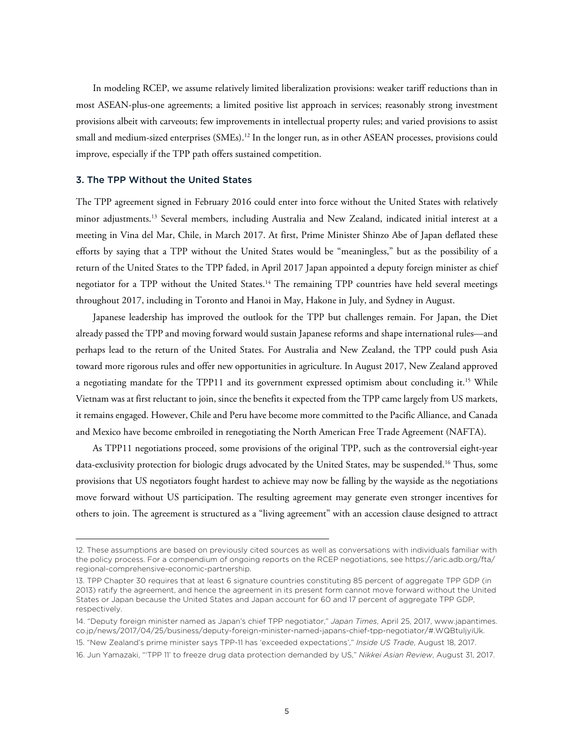In modeling RCEP, we assume relatively limited liberalization provisions: weaker tariff reductions than in most ASEAN-plus-one agreements; a limited positive list approach in services; reasonably strong investment provisions albeit with carveouts; few improvements in intellectual property rules; and varied provisions to assist small and medium-sized enterprises (SMEs).[12] In the longer run, as in other ASEAN processes, provisions could improve, especially if the TPP path offers sustained competition.

### 3. The TPP Without the United States

The TPP agreement signed in February 2016 could enter into force without the United States with relatively minor adjustments.[13] Several members, including Australia and New Zealand, indicated initial interest at a meeting in Vina del Mar, Chile, in March 2017. At first, Prime Minister Shinzo Abe of Japan deflated these efforts by saying that a TPP without the United States would be "meaningless," but as the possibility of a return of the United States to the TPP faded, in April 2017 Japan appointed a deputy foreign minister as chief negotiator for a TPP without the United States.[14] The remaining TPP countries have held several meetings throughout 2017, including in Toronto and Hanoi in May, Hakone in July, and Sydney in August.

Japanese leadership has improved the outlook for the TPP but challenges remain. For Japan, the Diet already passed the TPP and moving forward would sustain Japanese reforms and shape international rules—and perhaps lead to the return of the United States. For Australia and New Zealand, the TPP could push Asia toward more rigorous rules and offer new opportunities in agriculture. In August 2017, New Zealand approved a negotiating mandate for the TPP11 and its government expressed optimism about concluding it.[15] While Vietnam was at first reluctant to join, since the benefits it expected from the TPP came largely from US markets, it remains engaged. However, Chile and Peru have become more committed to the Pacific Alliance, and Canada and Mexico have become embroiled in renegotiating the North American Free Trade Agreement (NAFTA).

As TPP11 negotiations proceed, some provisions of the original TPP, such as the controversial eight-year data-exclusivity protection for biologic drugs advocated by the United States, may be suspended.[16] Thus, some provisions that US negotiators fought hardest to achieve may now be falling by the wayside as the negotiations move forward without US participation. The resulting agreement may generate even stronger incentives for others to join. The agreement is structured as a "living agreement" with an accession clause designed to attract

---

12. These assumptions are based on previously cited sources as well as conversations with individuals familiar with the policy process. For a compendium of ongoing reports on the RCEP negotiations, see https://aric.adb.org/fta/regional-comprehensive-economic-partnership.

13. TPP Chapter 30 requires that at least 6 signature countries constituting 85 percent of aggregate TPP GDP (in 2013) ratify the agreement, and hence the agreement in its present form cannot move forward without the United States or Japan because the United States and Japan account for 60 and 17 percent of aggregate TPP GDP, respectively.

14. "Deputy foreign minister named as Japan's chief TPP negotiator," *Japan Times*, April 25, 2017, www.japantimes.co.jp/news/2017/04/25/business/deputy-foreign-minister-named-japans-chief-tpp-negotiator/#.WQBtuljyiUk.

15. "New Zealand's prime minister says TPP-11 has 'exceeded expectations'," *Inside US Trade*, August 18, 2017.

16. Jun Yamazaki, "'TPP 11' to freeze drug data protection demanded by US," *Nikkei Asian Review*, August 31, 2017.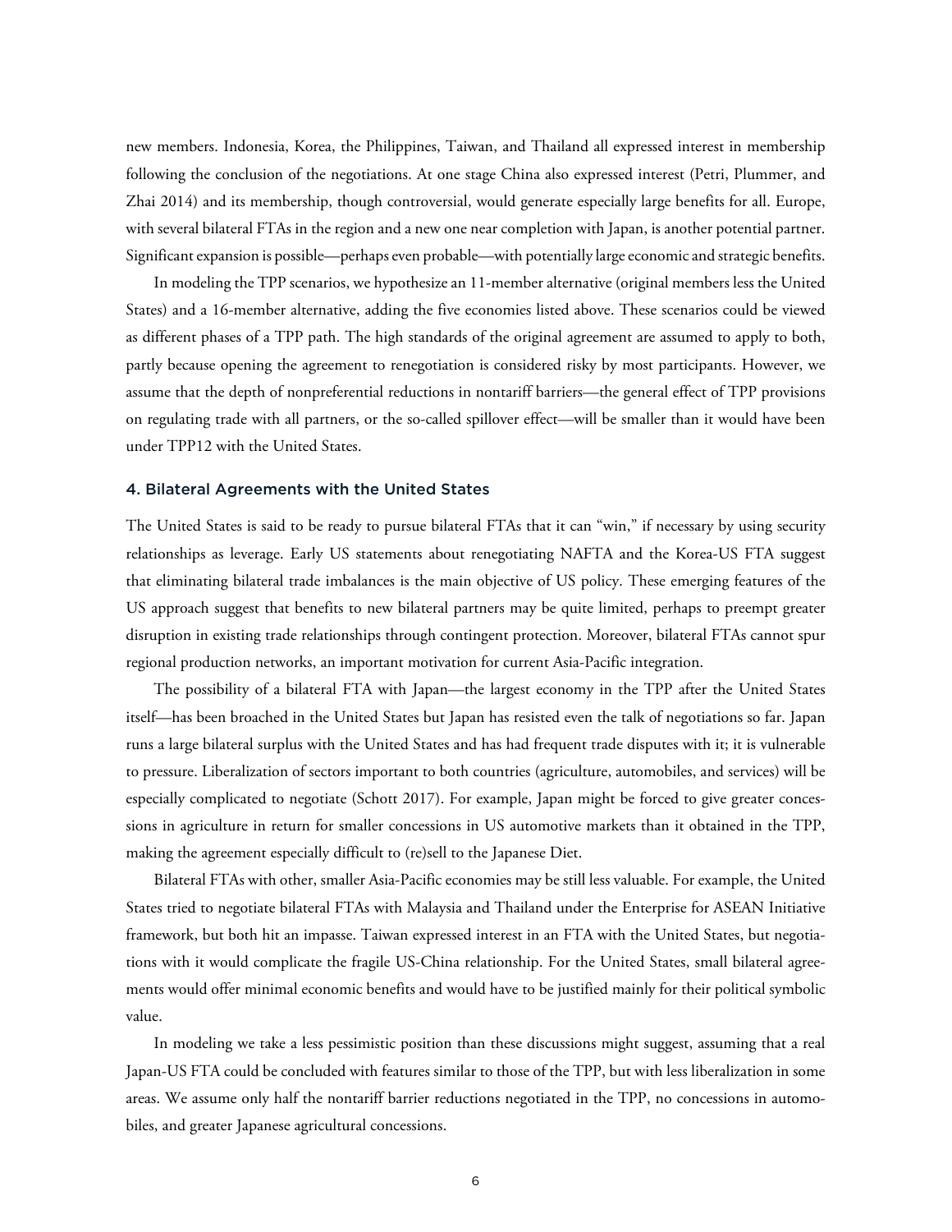new members. Indonesia, Korea, the Philippines, Taiwan, and Thailand all expressed interest in membership following the conclusion of the negotiations. At one stage China also expressed interest (Petri, Plummer, and Zhai 2014) and its membership, though controversial, would generate especially large benefits for all. Europe, with several bilateral FTAs in the region and a new one near completion with Japan, is another potential partner. Significant expansion is possible—perhaps even probable—with potentially large economic and strategic benefits.

In modeling the TPP scenarios, we hypothesize an 11-member alternative (original members less the United States) and a 16-member alternative, adding the five economies listed above. These scenarios could be viewed as different phases of a TPP path. The high standards of the original agreement are assumed to apply to both, partly because opening the agreement to renegotiation is considered risky by most participants. However, we assume that the depth of nonpreferential reductions in nontariff barriers—the general effect of TPP provisions on regulating trade with all partners, or the so-called spillover effect—will be smaller than it would have been under TPP12 with the United States.

### 4. Bilateral Agreements with the United States

The United States is said to be ready to pursue bilateral FTAs that it can "win," if necessary by using security relationships as leverage. Early US statements about renegotiating NAFTA and the Korea-US FTA suggest that eliminating bilateral trade imbalances is the main objective of US policy. These emerging features of the US approach suggest that benefits to new bilateral partners may be quite limited, perhaps to preempt greater disruption in existing trade relationships through contingent protection. Moreover, bilateral FTAs cannot spur regional production networks, an important motivation for current Asia-Pacific integration.

The possibility of a bilateral FTA with Japan—the largest economy in the TPP after the United States itself—has been broached in the United States but Japan has resisted even the talk of negotiations so far. Japan runs a large bilateral surplus with the United States and has had frequent trade disputes with it; it is vulnerable to pressure. Liberalization of sectors important to both countries (agriculture, automobiles, and services) will be especially complicated to negotiate (Schott 2017). For example, Japan might be forced to give greater concessions in agriculture in return for smaller concessions in US automotive markets than it obtained in the TPP, making the agreement especially difficult to (re)sell to the Japanese Diet.

Bilateral FTAs with other, smaller Asia-Pacific economies may be still less valuable. For example, the United States tried to negotiate bilateral FTAs with Malaysia and Thailand under the Enterprise for ASEAN Initiative framework, but both hit an impasse. Taiwan expressed interest in an FTA with the United States, but negotiations with it would complicate the fragile US-China relationship. For the United States, small bilateral agreements would offer minimal economic benefits and would have to be justified mainly for their political symbolic value.

In modeling we take a less pessimistic position than these discussions might suggest, assuming that a real Japan-US FTA could be concluded with features similar to those of the TPP, but with less liberalization in some areas. We assume only half the nontariff barrier reductions negotiated in the TPP, no concessions in automobiles, and greater Japanese agricultural concessions.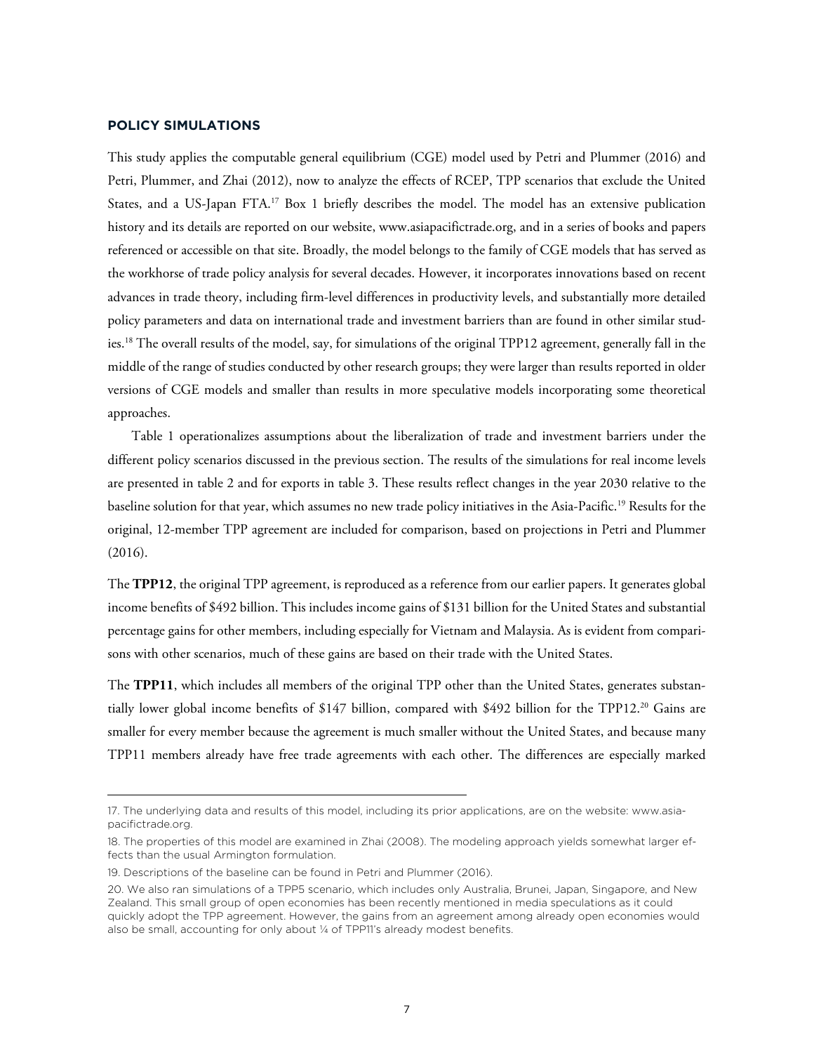### POLICY SIMULATIONS

This study applies the computable general equilibrium (CGE) model used by Petri and Plummer (2016) and Petri, Plummer, and Zhai (2012), now to analyze the effects of RCEP, TPP scenarios that exclude the United States, and a US-Japan FTA.[17] Box 1 briefly describes the model. The model has an extensive publication history and its details are reported on our website, www.asiapacifictrade.org, and in a series of books and papers referenced or accessible on that site. Broadly, the model belongs to the family of CGE models that has served as the workhorse of trade policy analysis for several decades. However, it incorporates innovations based on recent advances in trade theory, including firm-level differences in productivity levels, and substantially more detailed policy parameters and data on international trade and investment barriers than are found in other similar studies.[18] The overall results of the model, say, for simulations of the original TPP12 agreement, generally fall in the middle of the range of studies conducted by other research groups; they were larger than results reported in older versions of CGE models and smaller than results in more speculative models incorporating some theoretical approaches.

Table 1 operationalizes assumptions about the liberalization of trade and investment barriers under the different policy scenarios discussed in the previous section. The results of the simulations for real income levels are presented in table 2 and for exports in table 3. These results reflect changes in the year 2030 relative to the baseline solution for that year, which assumes no new trade policy initiatives in the Asia-Pacific.[19] Results for the original, 12-member TPP agreement are included for comparison, based on projections in Petri and Plummer (2016).

The **TPP12**, the original TPP agreement, is reproduced as a reference from our earlier papers. It generates global income benefits of $492 billion. This includes income gains of $131 billion for the United States and substantial percentage gains for other members, including especially for Vietnam and Malaysia. As is evident from comparisons with other scenarios, much of these gains are based on their trade with the United States.

The **TPP11**, which includes all members of the original TPP other than the United States, generates substantially lower global income benefits of $147 billion, compared with $492 billion for the TPP12.[20] Gains are smaller for every member because the agreement is much smaller without the United States, and because many TPP11 members already have free trade agreements with each other. The differences are especially marked

---

17. The underlying data and results of this model, including its prior applications, are on the website: www.asiapacifictrade.org.

18. The properties of this model are examined in Zhai (2008). The modeling approach yields somewhat larger effects than the usual Armington formulation.

19. Descriptions of the baseline can be found in Petri and Plummer (2016).

20. We also ran simulations of a TPP5 scenario, which includes only Australia, Brunei, Japan, Singapore, and New Zealand. This small group of open economies has been recently mentioned in media speculations as it could quickly adopt the TPP agreement. However, the gains from an agreement among already open economies would also be small, accounting for only about ¼ of TPP11's already modest benefits.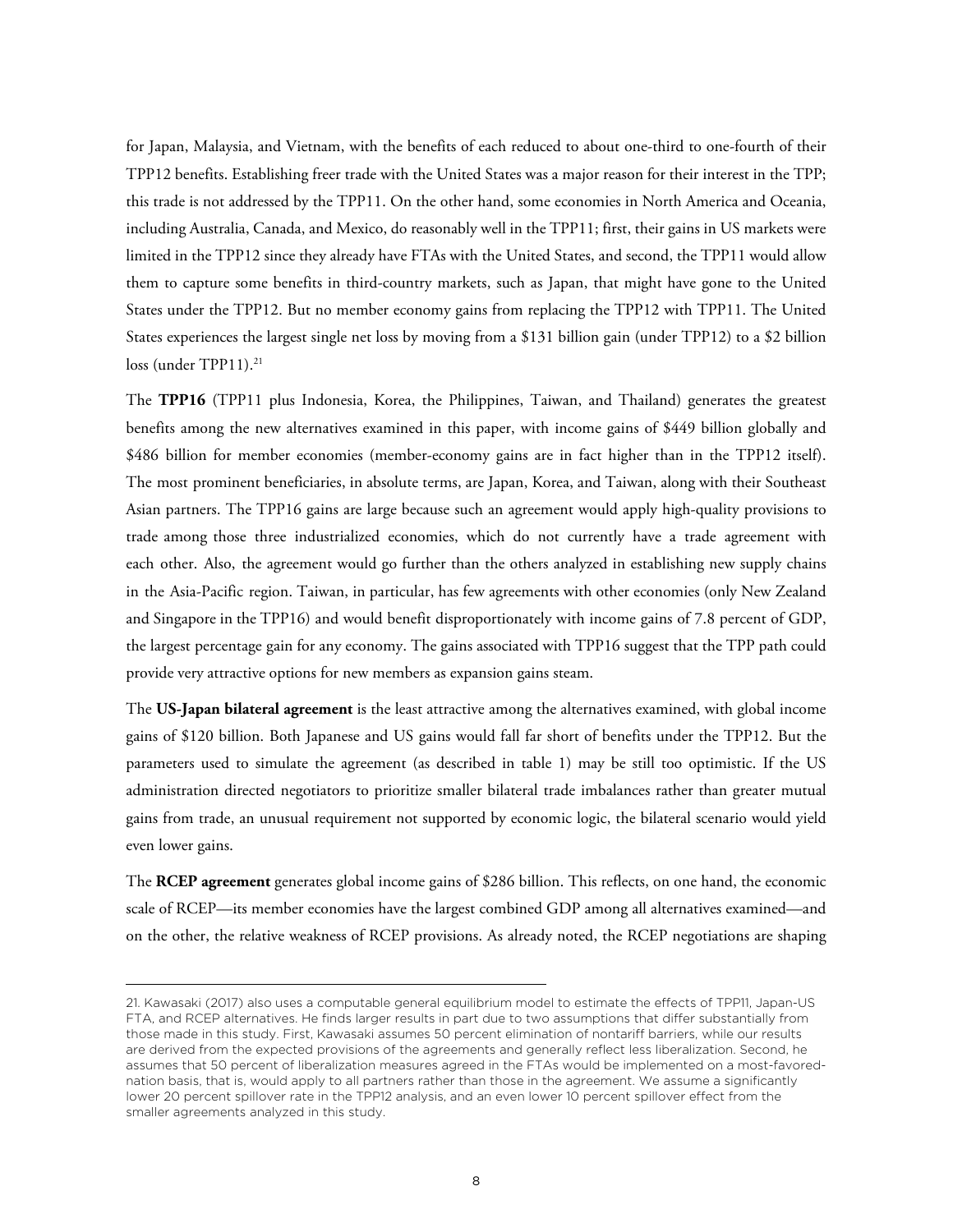for Japan, Malaysia, and Vietnam, with the benefits of each reduced to about one-third to one-fourth of their TPP12 benefits. Establishing freer trade with the United States was a major reason for their interest in the TPP; this trade is not addressed by the TPP11. On the other hand, some economies in North America and Oceania, including Australia, Canada, and Mexico, do reasonably well in the TPP11; first, their gains in US markets were limited in the TPP12 since they already have FTAs with the United States, and second, the TPP11 would allow them to capture some benefits in third-country markets, such as Japan, that might have gone to the United States under the TPP12. But no member economy gains from replacing the TPP12 with TPP11. The United States experiences the largest single net loss by moving from a $131 billion gain (under TPP12) to a $2 billion loss (under TPP11).[21]

The **TPP16** (TPP11 plus Indonesia, Korea, the Philippines, Taiwan, and Thailand) generates the greatest benefits among the new alternatives examined in this paper, with income gains of $449 billion globally and $486 billion for member economies (member-economy gains are in fact higher than in the TPP12 itself). The most prominent beneficiaries, in absolute terms, are Japan, Korea, and Taiwan, along with their Southeast Asian partners. The TPP16 gains are large because such an agreement would apply high-quality provisions to trade among those three industrialized economies, which do not currently have a trade agreement with each other. Also, the agreement would go further than the others analyzed in establishing new supply chains in the Asia-Pacific region. Taiwan, in particular, has few agreements with other economies (only New Zealand and Singapore in the TPP16) and would benefit disproportionately with income gains of 7.8 percent of GDP, the largest percentage gain for any economy. The gains associated with TPP16 suggest that the TPP path could provide very attractive options for new members as expansion gains steam.

The **US-Japan bilateral agreement** is the least attractive among the alternatives examined, with global income gains of $120 billion. Both Japanese and US gains would fall far short of benefits under the TPP12. But the parameters used to simulate the agreement (as described in table 1) may be still too optimistic. If the US administration directed negotiators to prioritize smaller bilateral trade imbalances rather than greater mutual gains from trade, an unusual requirement not supported by economic logic, the bilateral scenario would yield even lower gains.

The **RCEP agreement** generates global income gains of $286 billion. This reflects, on one hand, the economic scale of RCEP—its member economies have the largest combined GDP among all alternatives examined—and on the other, the relative weakness of RCEP provisions. As already noted, the RCEP negotiations are shaping

---

21. Kawasaki (2017) also uses a computable general equilibrium model to estimate the effects of TPP11, Japan-US FTA, and RCEP alternatives. He finds larger results in part due to two assumptions that differ substantially from those made in this study. First, Kawasaki assumes 50 percent elimination of nontariff barriers, while our results are derived from the expected provisions of the agreements and generally reflect less liberalization. Second, he assumes that 50 percent of liberalization measures agreed in the FTAs would be implemented on a most-favored-nation basis, that is, would apply to all partners rather than those in the agreement. We assume a significantly lower 20 percent spillover rate in the TPP12 analysis, and an even lower 10 percent spillover effect from the smaller agreements analyzed in this study.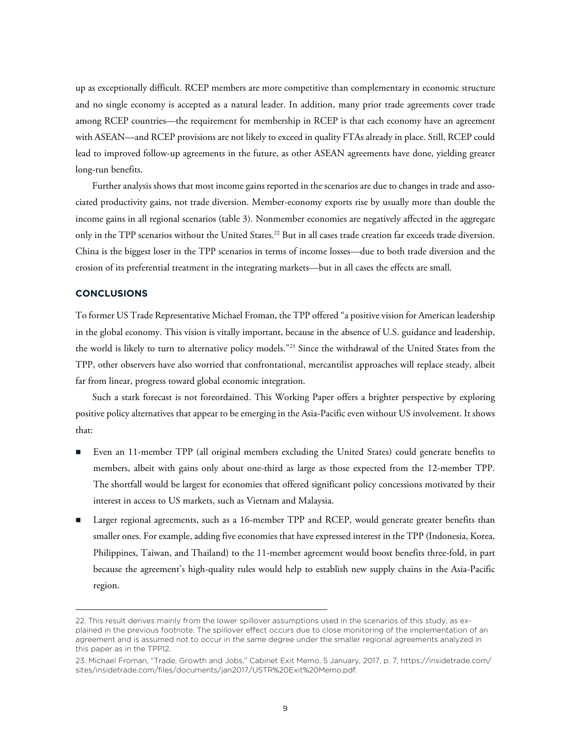up as exceptionally difficult. RCEP members are more competitive than complementary in economic structure and no single economy is accepted as a natural leader. In addition, many prior trade agreements cover trade among RCEP countries—the requirement for membership in RCEP is that each economy have an agreement with ASEAN—and RCEP provisions are not likely to exceed in quality FTAs already in place. Still, RCEP could lead to improved follow-up agreements in the future, as other ASEAN agreements have done, yielding greater long-run benefits.

Further analysis shows that most income gains reported in the scenarios are due to changes in trade and associated productivity gains, not trade diversion. Member-economy exports rise by usually more than double the income gains in all regional scenarios (table 3). Nonmember economies are negatively affected in the aggregate only in the TPP scenarios without the United States.[22] But in all cases trade creation far exceeds trade diversion. China is the biggest loser in the TPP scenarios in terms of income losses—due to both trade diversion and the erosion of its preferential treatment in the integrating markets—but in all cases the effects are small.

## CONCLUSIONS

To former US Trade Representative Michael Froman, the TPP offered "a positive vision for American leadership in the global economy. This vision is vitally important, because in the absence of U.S. guidance and leadership, the world is likely to turn to alternative policy models."[23] Since the withdrawal of the United States from the TPP, other observers have also worried that confrontational, mercantilist approaches will replace steady, albeit far from linear, progress toward global economic integration.

Such a stark forecast is not foreordained. This Working Paper offers a brighter perspective by exploring positive policy alternatives that appear to be emerging in the Asia-Pacific even without US involvement. It shows that:

- Even an 11-member TPP (all original members excluding the United States) could generate benefits to members, albeit with gains only about one-third as large as those expected from the 12-member TPP. The shortfall would be largest for economies that offered significant policy concessions motivated by their interest in access to US markets, such as Vietnam and Malaysia.
- Larger regional agreements, such as a 16-member TPP and RCEP, would generate greater benefits than smaller ones. For example, adding five economies that have expressed interest in the TPP (Indonesia, Korea, Philippines, Taiwan, and Thailand) to the 11-member agreement would boost benefits three-fold, in part because the agreement's high-quality rules would help to establish new supply chains in the Asia-Pacific region.

22. This result derives mainly from the lower spillover assumptions used in the scenarios of this study, as explained in the previous footnote. The spillover effect occurs due to close monitoring of the implementation of an agreement and is assumed not to occur in the same degree under the smaller regional agreements analyzed in this paper as in the TPP12.

23. Michael Froman, "Trade, Growth and Jobs," Cabinet Exit Memo, 5 January, 2017, p. 7, https://insidetrade.com/sites/insidetrade.com/files/documents/jan2017/USTR%20Exit%20Memo.pdf.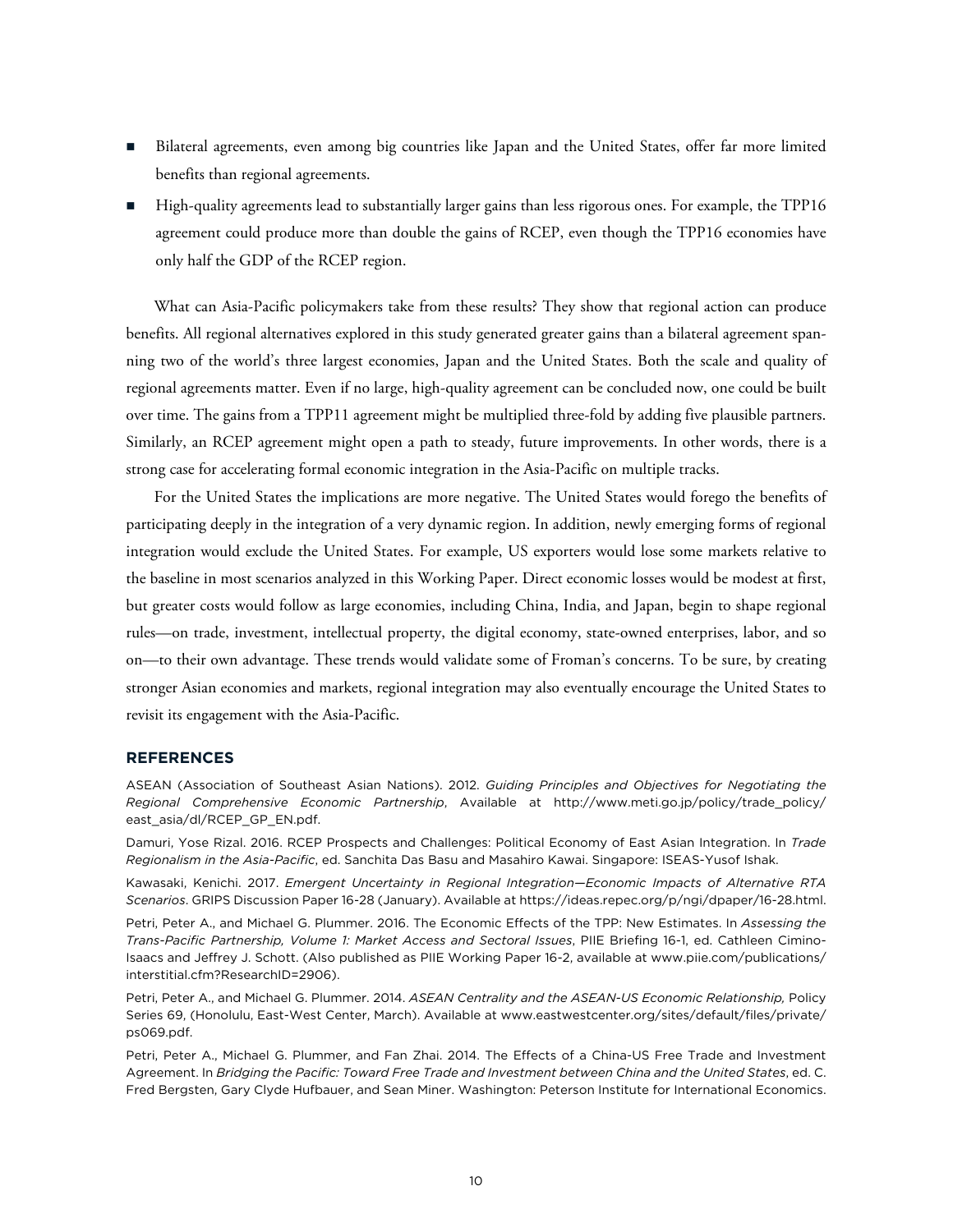- Bilateral agreements, even among big countries like Japan and the United States, offer far more limited benefits than regional agreements.
- High-quality agreements lead to substantially larger gains than less rigorous ones. For example, the TPP16 agreement could produce more than double the gains of RCEP, even though the TPP16 economies have only half the GDP of the RCEP region.

What can Asia-Pacific policymakers take from these results? They show that regional action can produce benefits. All regional alternatives explored in this study generated greater gains than a bilateral agreement spanning two of the world's three largest economies, Japan and the United States. Both the scale and quality of regional agreements matter. Even if no large, high-quality agreement can be concluded now, one could be built over time. The gains from a TPP11 agreement might be multiplied three-fold by adding five plausible partners. Similarly, an RCEP agreement might open a path to steady, future improvements. In other words, there is a strong case for accelerating formal economic integration in the Asia-Pacific on multiple tracks.

For the United States the implications are more negative. The United States would forego the benefits of participating deeply in the integration of a very dynamic region. In addition, newly emerging forms of regional integration would exclude the United States. For example, US exporters would lose some markets relative to the baseline in most scenarios analyzed in this Working Paper. Direct economic losses would be modest at first, but greater costs would follow as large economies, including China, India, and Japan, begin to shape regional rules—on trade, investment, intellectual property, the digital economy, state-owned enterprises, labor, and so on—to their own advantage. These trends would validate some of Froman's concerns. To be sure, by creating stronger Asian economies and markets, regional integration may also eventually encourage the United States to revisit its engagement with the Asia-Pacific.

## REFERENCES

ASEAN (Association of Southeast Asian Nations). 2012. *Guiding Principles and Objectives for Negotiating the Regional Comprehensive Economic Partnership*, Available at http://www.meti.go.jp/policy/trade_policy/east_asia/dl/RCEP_GP_EN.pdf.

Damuri, Yose Rizal. 2016. RCEP Prospects and Challenges: Political Economy of East Asian Integration. In *Trade Regionalism in the Asia-Pacific*, ed. Sanchita Das Basu and Masahiro Kawai. Singapore: ISEAS-Yusof Ishak.

Kawasaki, Kenichi. 2017. *Emergent Uncertainty in Regional Integration—Economic Impacts of Alternative RTA Scenarios*. GRIPS Discussion Paper 16-28 (January). Available at https://ideas.repec.org/p/ngi/dpaper/16-28.html.

Petri, Peter A., and Michael G. Plummer. 2016. The Economic Effects of the TPP: New Estimates. In *Assessing the Trans-Pacific Partnership, Volume 1: Market Access and Sectoral Issues*, PIIE Briefing 16-1, ed. Cathleen Cimino-Isaacs and Jeffrey J. Schott. (Also published as PIIE Working Paper 16-2, available at www.piie.com/publications/interstitial.cfm?ResearchID=2906).

Petri, Peter A., and Michael G. Plummer. 2014. *ASEAN Centrality and the ASEAN-US Economic Relationship,* Policy Series 69, (Honolulu, East-West Center, March). Available at www.eastwestcenter.org/sites/default/files/private/ps069.pdf.

Petri, Peter A., Michael G. Plummer, and Fan Zhai. 2014. The Effects of a China-US Free Trade and Investment Agreement. In *Bridging the Pacific: Toward Free Trade and Investment between China and the United States*, ed. C. Fred Bergsten, Gary Clyde Hufbauer, and Sean Miner. Washington: Peterson Institute for International Economics.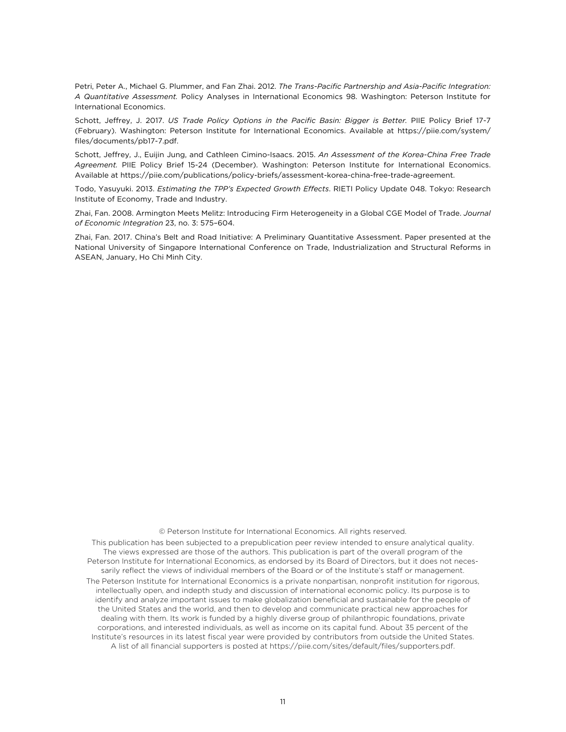Petri, Peter A., Michael G. Plummer, and Fan Zhai. 2012. *The Trans-Pacific Partnership and Asia-Pacific Integration: A Quantitative Assessment*. Policy Analyses in International Economics 98. Washington: Peterson Institute for International Economics.

Schott, Jeffrey, J. 2017. *US Trade Policy Options in the Pacific Basin: Bigger is Better.* PIIE Policy Brief 17-7 (February). Washington: Peterson Institute for International Economics. Available at https://piie.com/system/files/documents/pb17-7.pdf.

Schott, Jeffrey, J., Euijin Jung, and Cathleen Cimino-Isaacs. 2015. *An Assessment of the Korea-China Free Trade Agreement.* PIIE Policy Brief 15-24 (December). Washington: Peterson Institute for International Economics. Available at https://piie.com/publications/policy-briefs/assessment-korea-china-free-trade-agreement.

Todo, Yasuyuki. 2013. *Estimating the TPP's Expected Growth Effects*. RIETI Policy Update 048. Tokyo: Research Institute of Economy, Trade and Industry.

Zhai, Fan. 2008. Armington Meets Melitz: Introducing Firm Heterogeneity in a Global CGE Model of Trade. *Journal of Economic Integration* 23, no. 3: 575–604.

Zhai, Fan. 2017. China's Belt and Road Initiative: A Preliminary Quantitative Assessment. Paper presented at the National University of Singapore International Conference on Trade, Industrialization and Structural Reforms in ASEAN, January, Ho Chi Minh City.

© Peterson Institute for International Economics. All rights reserved.

This publication has been subjected to a prepublication peer review intended to ensure analytical quality. The views expressed are those of the authors. This publication is part of the overall program of the Peterson Institute for International Economics, as endorsed by its Board of Directors, but it does not necessarily reflect the views of individual members of the Board or of the Institute's staff or management.

The Peterson Institute for International Economics is a private nonpartisan, nonprofit institution for rigorous, intellectually open, and indepth study and discussion of international economic policy. Its purpose is to identify and analyze important issues to make globalization beneficial and sustainable for the people of the United States and the world, and then to develop and communicate practical new approaches for dealing with them. Its work is funded by a highly diverse group of philanthropic foundations, private corporations, and interested individuals, as well as income on its capital fund. About 35 percent of the Institute's resources in its latest fiscal year were provided by contributors from outside the United States. A list of all financial supporters is posted at https://piie.com/sites/default/files/supporters.pdf.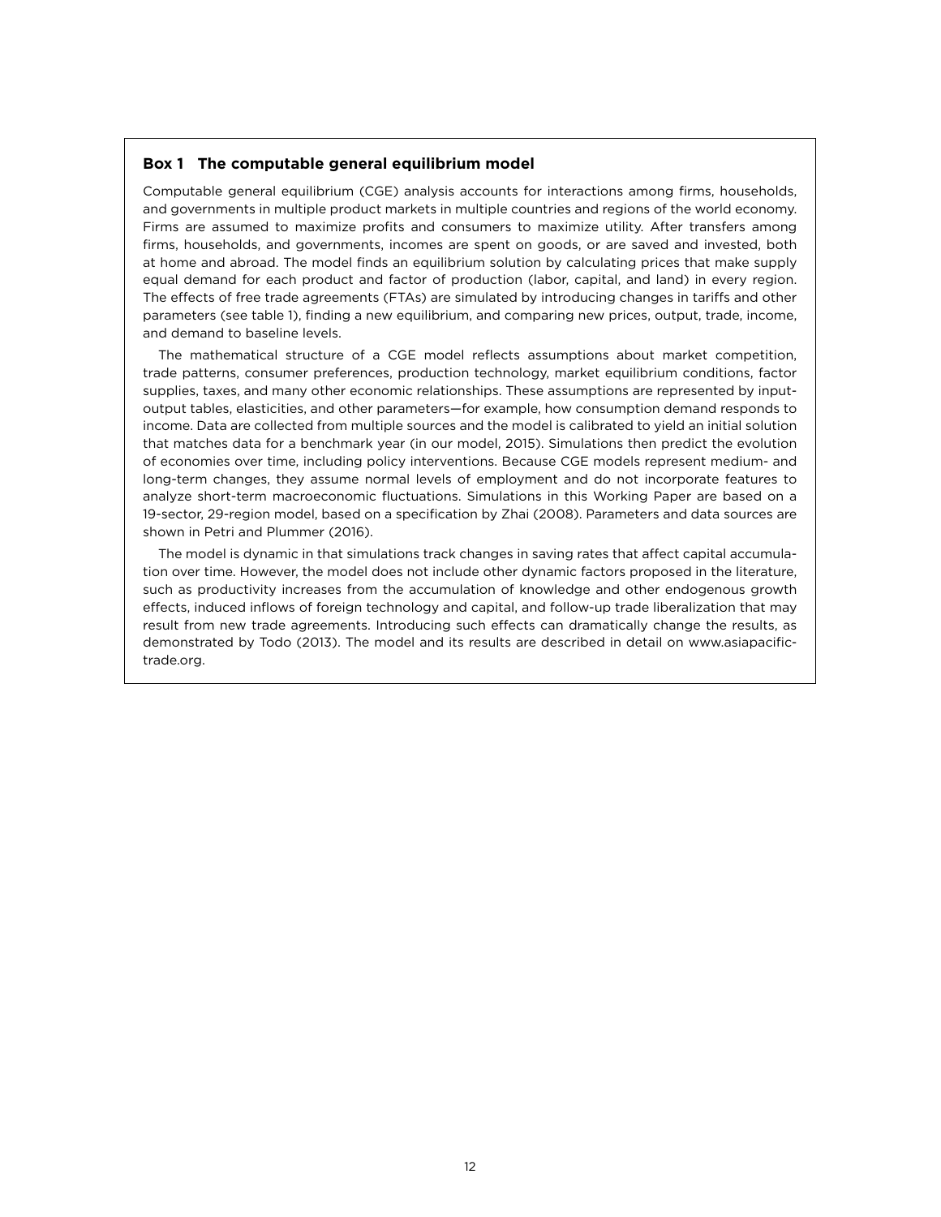### Box 1 The computable general equilibrium model

Computable general equilibrium (CGE) analysis accounts for interactions among firms, households, and governments in multiple product markets in multiple countries and regions of the world economy. Firms are assumed to maximize profits and consumers to maximize utility. After transfers among firms, households, and governments, incomes are spent on goods, or are saved and invested, both at home and abroad. The model finds an equilibrium solution by calculating prices that make supply equal demand for each product and factor of production (labor, capital, and land) in every region. The effects of free trade agreements (FTAs) are simulated by introducing changes in tariffs and other parameters (see table 1), finding a new equilibrium, and comparing new prices, output, trade, income, and demand to baseline levels.

The mathematical structure of a CGE model reflects assumptions about market competition, trade patterns, consumer preferences, production technology, market equilibrium conditions, factor supplies, taxes, and many other economic relationships. These assumptions are represented by input-output tables, elasticities, and other parameters—for example, how consumption demand responds to income. Data are collected from multiple sources and the model is calibrated to yield an initial solution that matches data for a benchmark year (in our model, 2015). Simulations then predict the evolution of economies over time, including policy interventions. Because CGE models represent medium- and long-term changes, they assume normal levels of employment and do not incorporate features to analyze short-term macroeconomic fluctuations. Simulations in this Working Paper are based on a 19-sector, 29-region model, based on a specification by Zhai (2008). Parameters and data sources are shown in Petri and Plummer (2016).

The model is dynamic in that simulations track changes in saving rates that affect capital accumulation over time. However, the model does not include other dynamic factors proposed in the literature, such as productivity increases from the accumulation of knowledge and other endogenous growth effects, induced inflows of foreign technology and capital, and follow-up trade liberalization that may result from new trade agreements. Introducing such effects can dramatically change the results, as demonstrated by Todo (2013). The model and its results are described in detail on www.asiapacifictrade.org.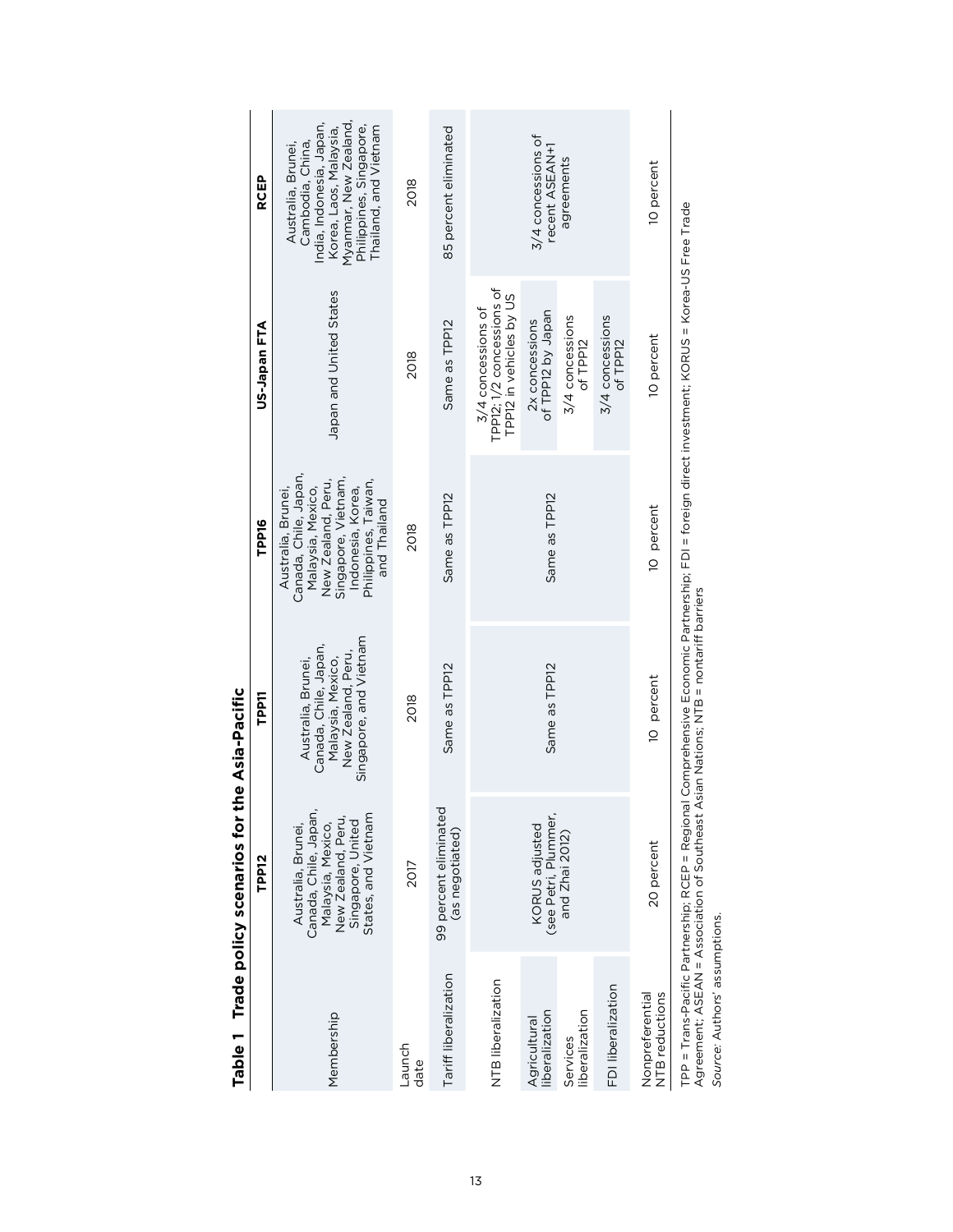**Table 1 Trade policy scenarios for the Asia-Pacific**

| | TPP12 | TPP11 | TPP16 | US-Japan FTA | RCEP |
|---|---|---|---|---|---|
| Membership | Australia, Brunei, Canada, Chile, Japan, Malaysia, Mexico, New Zealand, Peru, Singapore, United States, and Vietnam | Australia, Brunei, Canada, Chile, Japan, Malaysia, Mexico, New Zealand, Peru, Singapore, and Vietnam | Australia, Brunei, Canada, Chile, Japan, Malaysia, Mexico, New Zealand, Peru, Singapore, Vietnam, Indonesia, Korea, Philippines, Taiwan, and Thailand | Japan and United States | Australia, Brunei, Cambodia, China, India, Indonesia, Japan, Korea, Laos, Malaysia, Myanmar, New Zealand, Philippines, Singapore, Thailand, and Vietnam |
| Launch date | 2017 | 2018 | 2018 | 2018 | 2018 |
| Tariff liberalization | 99 percent eliminated (as negotiated) | Same as TPP12 | Same as TPP12 | Same as TPP12 | 85 percent eliminated |
| NTB liberalization | KORUS adjusted (see Petri, Plummer, and Zhai 2012) | Same as TPP12 | Same as TPP12 | 3/4 concessions of TPP12; 1/2 concessions of TPP12 in vehicles by US | 3/4 concessions of recent ASEAN+1 agreements |
| Agricultural liberalization | | | | 2x concessions of TPP12 by Japan | |
| Services liberalization | | | | 3/4 concessions of TPP12 | |
| FDI liberalization | | | | 3/4 concessions of TPP12 | |
| Nonpreferential NTB reductions | 20 percent | 10 percent | 10 percent | 10 percent | 10 percent |

TPP = Trans-Pacific Partnership; RCEP = Regional Comprehensive Economic Partnership; FDI = foreign direct investment; KORUS = Korea-US Free Trade Agreement; ASEAN = Association of Southeast Asian Nations; NTB = nontariff barriers

*Source*: Authors' assumptions.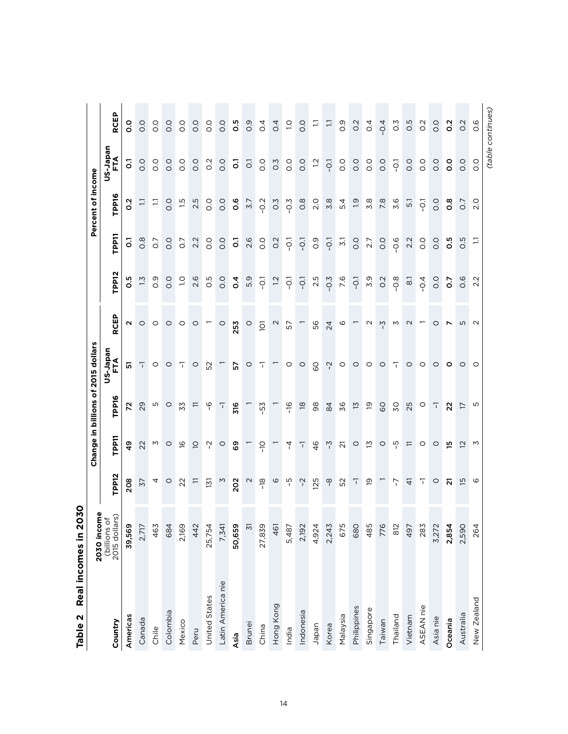**Table 2 Real incomes in 2030**

| Country | 2030 income (billions of 2015 dollars) | Change in billions of 2015 dollars | | | | | Percent of income | | | | |
|---|---|---|---|---|---|---|---|---|---|---|---|
| | | TPP12 | TPP11 | TPP16 | US-Japan FTA | RCEP | TPP12 | TPP11 | TPP16 | US-Japan FTA | RCEP |
| **Americas** | **39,569** | **208** | **49** | **72** | **51** | **2** | **0.5** | **0.1** | **0.2** | **0.1** | **0.0** |
| Canada | 2,717 | 37 | 22 | 29 | -1 | 0 | 1.3 | 0.8 | 1.1 | 0.0 | 0.0 |
| Chile | 463 | 4 | 3 | 5 | 0 | 0 | 0.9 | 0.7 | 1.1 | 0.0 | 0.0 |
| Colombia | 684 | 0 | 0 | 0 | 0 | 0 | 0.0 | 0.0 | 0.0 | 0.0 | 0.0 |
| Mexico | 2,169 | 22 | 16 | 33 | -1 | 0 | 1.0 | 0.7 | 1.5 | 0.0 | 0.0 |
| Peru | 442 | 11 | 10 | 11 | 0 | 0 | 2.6 | 2.2 | 2.5 | 0.0 | 0.0 |
| United States | 25,754 | 131 | -2 | -6 | 52 | 1 | 0.5 | 0.0 | 0.0 | 0.2 | 0.0 |
| Latin America nie | 7,341 | 3 | 0 | -1 | 1 | 0 | 0.0 | 0.0 | 0.0 | 0.0 | 0.0 |
| **Asia** | **50,659** | **202** | **69** | **316** | **57** | **253** | **0.4** | **0.1** | **0.6** | **0.1** | **0.5** |
| Brunei | 31 | 2 | 1 | 1 | 0 | 0 | 5.9 | 2.6 | 3.7 | 0.1 | 0.9 |
| China | 27,839 | -18 | -10 | -53 | -1 | 101 | -0.1 | 0.0 | -0.2 | 0.0 | 0.4 |
| Hong Kong | 461 | 6 | 1 | 1 | 1 | 2 | 1.2 | 0.2 | 0.3 | 0.3 | 0.4 |
| India | 5,487 | -5 | -4 | -16 | 0 | 57 | -0.1 | -0.1 | -0.3 | 0.0 | 1.0 |
| Indonesia | 2,192 | -2 | -1 | 18 | 0 | 1 | -0.1 | -0.1 | 0.8 | 0.0 | 0.0 |
| Japan | 4,924 | 125 | 46 | 98 | 60 | 56 | 2.5 | 0.9 | 2.0 | 1.2 | 1.1 |
| Korea | 2,243 | -8 | -3 | 84 | -2 | 24 | -0.3 | -0.1 | 3.8 | -0.1 | 1.1 |
| Malaysia | 675 | 52 | 21 | 36 | 0 | 6 | 7.6 | 3.1 | 5.4 | 0.0 | 0.9 |
| Philippines | 680 | -1 | 0 | 13 | 0 | 1 | -0.1 | 0.0 | 1.9 | 0.0 | 0.2 |
| Singapore | 485 | 19 | 13 | 19 | 0 | 2 | 3.9 | 2.7 | 3.8 | 0.0 | 0.4 |
| Taiwan | 776 | 1 | 0 | 60 | 0 | -3 | 0.2 | 0.0 | 7.8 | 0.0 | -0.4 |
| Thailand | 812 | -7 | -5 | 30 | -1 | 3 | -0.8 | -0.6 | 3.6 | -0.1 | 0.3 |
| Vietnam | 497 | 41 | 11 | 25 | 0 | 2 | 8.1 | 2.2 | 5.1 | 0.0 | 0.5 |
| ASEAN nie | 283 | -1 | 0 | 0 | 0 | 1 | -0.4 | 0.0 | -0.1 | 0.0 | 0.2 |
| Asia nie | 3,272 | 0 | 0 | -1 | 0 | 0 | 0.0 | 0.0 | 0.0 | 0.0 | 0.0 |
| **Oceania** | **2,854** | **21** | **15** | **22** | **0** | **7** | **0.7** | **0.5** | **0.8** | **0.0** | **0.2** |
| Australia | 2,590 | 15 | 12 | 17 | 0 | 5 | 0.6 | 0.5 | 0.7 | 0.0 | 0.2 |
| New Zealand | 264 | 6 | 3 | 5 | 0 | 2 | 2.2 | 1.1 | 2.0 | 0.0 | 0.6 |

*(table continues)*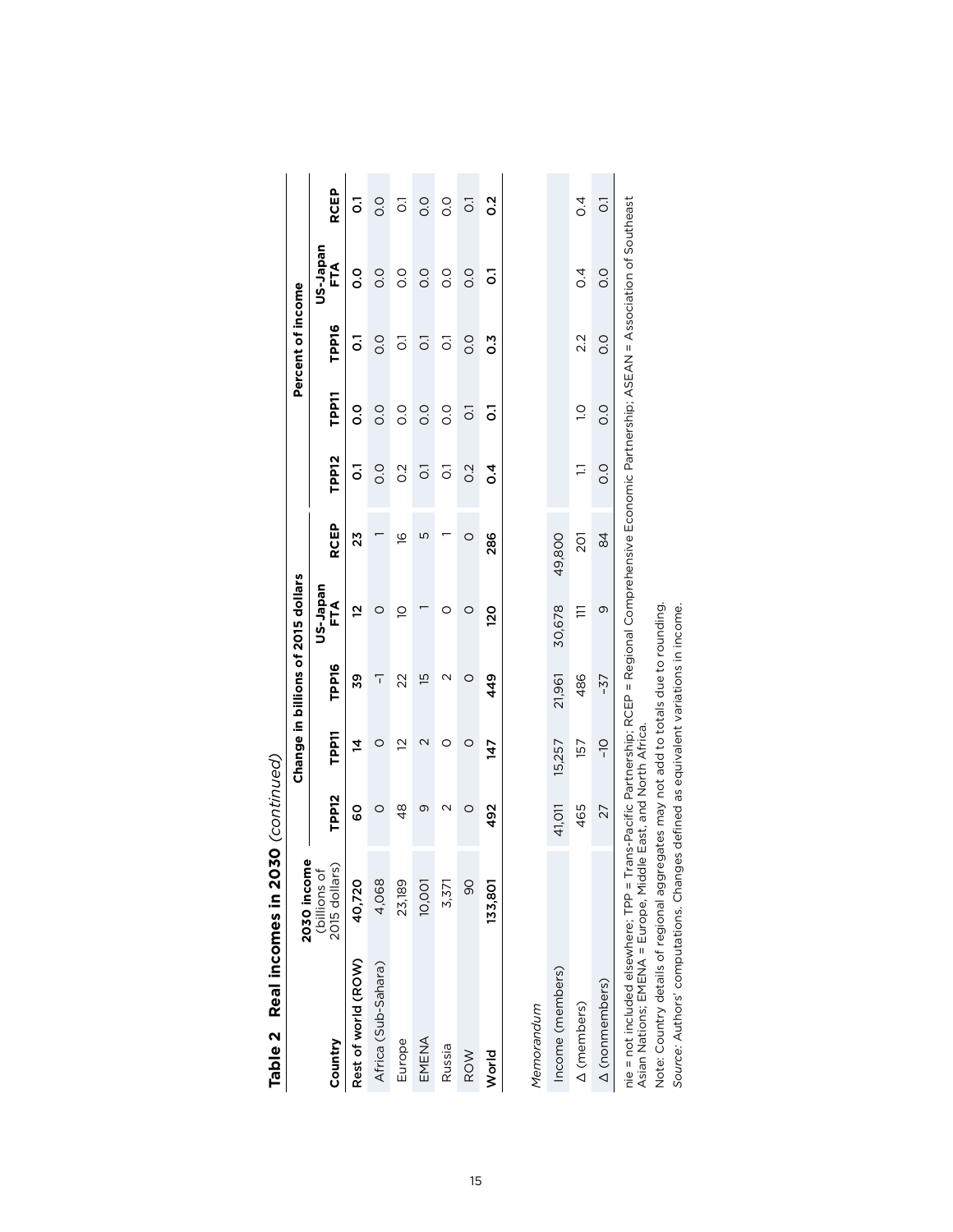**Table 2 Real incomes in 2030** *(continued)*

| Country | 2030 income (billions of 2015 dollars) | Change in billions of 2015 dollars | | | | | Percent of income | | | | |
|---|---|---|---|---|---|---|---|---|---|---|---|
| | | TPP12 | TPP11 | TPP16 | US-Japan FTA | RCEP | TPP12 | TPP11 | TPP16 | US-Japan FTA | RCEP |
| **Rest of world (ROW)** | **40,720** | **60** | **14** | **39** | **12** | **23** | **0.1** | **0.0** | **0.1** | **0.0** | **0.1** |
| Africa (Sub-Sahara) | 4,068 | 0 | 0 | –1 | 0 | 1 | 0.0 | 0.0 | 0.0 | 0.0 | 0.0 |
| Europe | 23,189 | 48 | 12 | 22 | 10 | 16 | 0.2 | 0.0 | 0.1 | 0.0 | 0.1 |
| EMENA | 10,001 | 9 | 2 | 15 | 1 | 5 | 0.1 | 0.0 | 0.1 | 0.0 | 0.0 |
| Russia | 3,371 | 2 | 0 | 2 | 0 | 1 | 0.1 | 0.0 | 0.1 | 0.0 | 0.0 |
| ROW | 90 | 0 | 0 | 0 | 0 | 0 | 0.2 | 0.1 | 0.0 | 0.0 | 0.1 |
| **World** | **133,801** | **492** | **147** | **449** | **120** | **286** | **0.4** | **0.1** | **0.3** | **0.1** | **0.2** |
| *Memorandum* | | | | | | | | | | | |
| Income (members) | | 41,011 | 15,257 | 21,961 | 30,678 | 49,800 | | | | | |
| Δ (members) | | 465 | 157 | 486 | 111 | 201 | 1.1 | 1.0 | 2.2 | 0.4 | 0.4 |
| Δ (nonmembers) | | 27 | –10 | –37 | 9 | 84 | 0.0 | 0.0 | 0.0 | 0.0 | 0.1 |

nie = not included elsewhere; TPP = Trans-Pacific Partnership; RCEP = Regional Comprehensive Economic Partnership; ASEAN = Association of Southeast Asian Nations; EMENA = Europe, Middle East, and North Africa.

Note: Country details of regional aggregates may not add to totals due to rounding.

*Source:* Authors' computations. Changes defined as equivalent variations in income.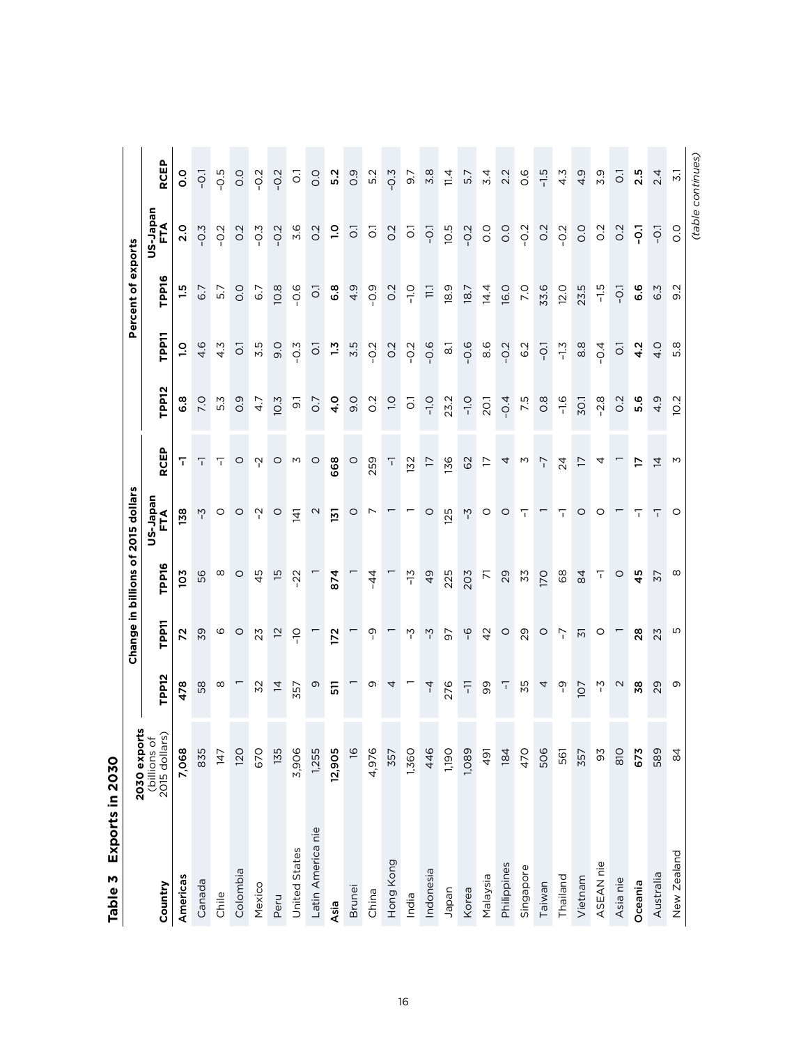**Table 3 Exports in 2030**

| Country | 2030 exports (billions of 2015 dollars) | Change in billions of 2015 dollars | | | | | Percent of exports | | | | |
|---|---|---|---|---|---|---|---|---|---|---|---|
| | | TPP12 | TPP11 | TPP16 | US-Japan FTA | RCEP | TPP12 | TPP11 | TPP16 | US-Japan FTA | RCEP |
| **Americas** | **7,068** | **478** | **72** | **103** | **138** | **-1** | **6.8** | **1.0** | **1.5** | **2.0** | **0.0** |
| Canada | 835 | 58 | 39 | 56 | -3 | -1 | 7.0 | 4.6 | 6.7 | -0.3 | -0.1 |
| Chile | 147 | 8 | 6 | 8 | 0 | -1 | 5.3 | 4.3 | 5.7 | -0.2 | -0.5 |
| Colombia | 120 | 1 | 0 | 0 | 0 | 0 | 0.9 | 0.1 | 0.0 | 0.2 | 0.0 |
| Mexico | 670 | 32 | 23 | 45 | -2 | -2 | 4.7 | 3.5 | 6.7 | -0.3 | -0.2 |
| Peru | 135 | 14 | 12 | 15 | 0 | 0 | 10.3 | 9.0 | 10.8 | -0.2 | -0.2 |
| United States | 3,906 | 357 | -10 | -22 | 141 | 3 | 9.1 | -0.3 | -0.6 | 3.6 | 0.1 |
| Latin America nie | 1,255 | 9 | 1 | 1 | 2 | 0 | 0.7 | 0.1 | 0.1 | 0.2 | 0.0 |
| **Asia** | **12,905** | **511** | **172** | **874** | **131** | **668** | **4.0** | **1.3** | **6.8** | **1.0** | **5.2** |
| Brunei | 16 | 1 | 1 | 1 | 0 | 0 | 9.0 | 3.5 | 4.9 | 0.1 | 0.9 |
| China | 4,976 | 9 | -9 | -44 | 7 | 259 | 0.2 | -0.2 | -0.9 | 0.1 | 5.2 |
| Hong Kong | 357 | 4 | 1 | 1 | 1 | -1 | 1.0 | 0.2 | 0.2 | 0.2 | -0.3 |
| India | 1,360 | 1 | -3 | -13 | 1 | 132 | 0.1 | -0.2 | -1.0 | 0.1 | 9.7 |
| Indonesia | 446 | -4 | -3 | 49 | 0 | 17 | -1.0 | -0.6 | 11.1 | -0.1 | 3.8 |
| Japan | 1,190 | 276 | 97 | 225 | 125 | 136 | 23.2 | 8.1 | 18.9 | 10.5 | 11.4 |
| Korea | 1,089 | -11 | -6 | 203 | -3 | 62 | -1.0 | -0.6 | 18.7 | -0.2 | 5.7 |
| Malaysia | 491 | 99 | 42 | 71 | 0 | 17 | 20.1 | 8.6 | 14.4 | 0.0 | 3.4 |
| Philippines | 184 | -1 | 0 | 29 | 0 | 4 | -0.4 | -0.2 | 16.0 | 0.0 | 2.2 |
| Singapore | 470 | 35 | 29 | 33 | -1 | 3 | 7.5 | 6.2 | 7.0 | -0.2 | 0.6 |
| Taiwan | 506 | 4 | 0 | 170 | 1 | -7 | 0.8 | -0.1 | 33.6 | 0.2 | -1.5 |
| Thailand | 561 | -9 | -7 | 68 | -1 | 24 | -1.6 | -1.3 | 12.0 | -0.2 | 4.3 |
| Vietnam | 357 | 107 | 31 | 84 | 0 | 17 | 30.1 | 8.8 | 23.5 | 0.0 | 4.9 |
| ASEAN nie | 93 | -3 | 0 | -1 | 0 | 4 | -2.8 | -0.4 | -1.5 | 0.2 | 3.9 |
| Asia nie | 810 | 2 | 1 | 0 | 1 | 1 | 0.2 | 0.1 | -0.1 | 0.2 | 0.1 |
| **Oceania** | **673** | **38** | **28** | **45** | **-1** | **17** | **5.6** | **4.2** | **6.6** | **-0.1** | **2.5** |
| Australia | 589 | 29 | 23 | 37 | -1 | 14 | 4.9 | 4.0 | 6.3 | -0.1 | 2.4 |
| New Zealand | 84 | 9 | 5 | 8 | 0 | 3 | 10.2 | 5.8 | 9.2 | 0.0 | 3.1 |

*(table continues)*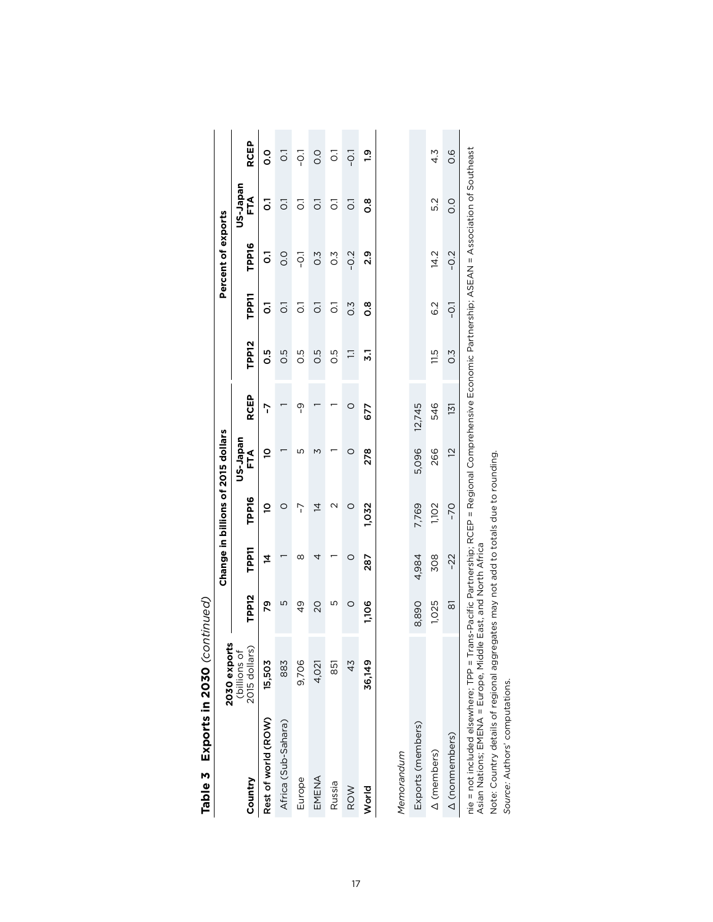**Table 3 Exports in 2030** *(continued)*

| Country | 2030 exports (billions of 2015 dollars) | Change in billions of 2015 dollars | | | | | Percent of exports | | | | |
|---|---|---|---|---|---|---|---|---|---|---|---|
| | | TPP12 | TPP11 | TPP16 | US-Japan FTA | RCEP | TPP12 | TPP11 | TPP16 | US-Japan FTA | RCEP |
| **Rest of world (ROW)** | **15,503** | **79** | **14** | **10** | **10** | **–7** | **0.5** | **0.1** | **0.1** | **0.1** | **0.0** |
| Africa (Sub-Sahara) | 883 | 5 | 1 | 0 | 1 | 1 | 0.5 | 0.1 | 0.0 | 0.1 | 0.1 |
| Europe | 9,706 | 49 | 8 | –7 | 5 | –9 | 0.5 | 0.1 | –0.1 | 0.1 | –0.1 |
| EMENA | 4,021 | 20 | 4 | 14 | 3 | 1 | 0.5 | 0.1 | 0.3 | 0.1 | 0.0 |
| Russia | 851 | 5 | 1 | 2 | 1 | 1 | 0.5 | 0.1 | 0.3 | 0.1 | 0.1 |
| ROW | 43 | 0 | 0 | 0 | 0 | 0 | 1.1 | 0.3 | –0.2 | 0.1 | –0.1 |
| **World** | **36,149** | **1,106** | **287** | **1,032** | **278** | **677** | **3.1** | **0.8** | **2.9** | **0.8** | **1.9** |
| | | | | | | | | | | | |
| *Memorandum* | | | | | | | | | | | |
| Exports (members) | | 8,890 | 4,984 | 7,769 | 5,096 | 12,745 | | | | | |
| Δ (members) | | 1,025 | 308 | 1,102 | 266 | 546 | 11.5 | 6.2 | 14.2 | 5.2 | 4.3 |
| Δ (nonmembers) | | 81 | –22 | –70 | 12 | 131 | 0.3 | –0.1 | –0.2 | 0.0 | 0.6 |

nie = not included elsewhere; TPP = Trans-Pacific Partnership; RCEP = Regional Comprehensive Economic Partnership; ASEAN = Association of Southeast Asian Nations; EMENA = Europe, Middle East, and North Africa

Note: Country details of regional aggregates may not add to totals due to rounding.

*Source*: Authors' computations.